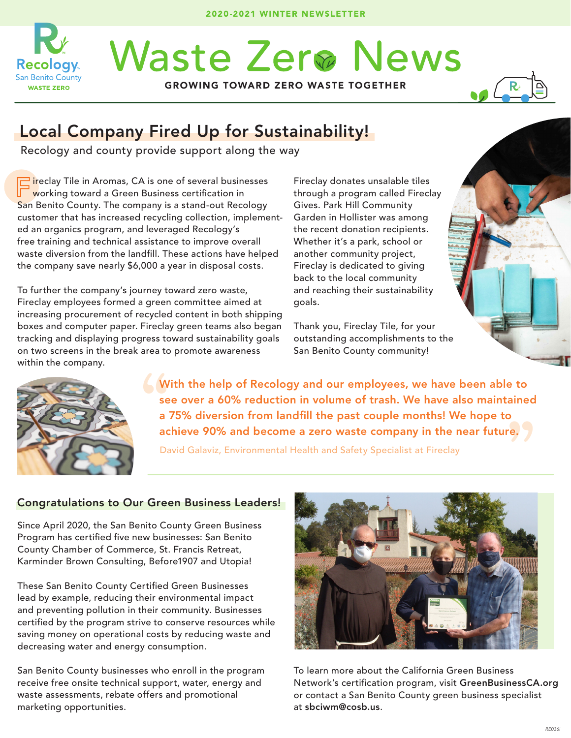2020-2021 WINTER NEWSLETTER

Recology San Benito County WASTE ZERO

# Waste Zero News

GROWING TOWARD ZERO WASTE TOGETHER

## Local Company Fired Up for Sustainability!

Recology and county provide support along the way

Fireclay Tile in Aromas, CA is one of several businesses working toward a Green Business certification in San Benito County. The company is a stand-out Recology customer that has increased recycling collection, implemented an organics program, and leveraged Recology's free training and technical assistance to improve overall waste diversion from the landfill. These actions have helped the company save nearly $6,000 a year in disposal costs.

To further the company's journey toward zero waste, Fireclay employees formed a green committee aimed at increasing procurement of recycled content in both shipping boxes and computer paper. Fireclay green teams also began tracking and displaying progress toward sustainability goals on two screens in the break area to promote awareness within the company.

Fireclay donates unsalable tiles through a program called Fireclay Gives. Park Hill Community Garden in Hollister was among the recent donation recipients. Whether it's a park, school or another community project, Fireclay is dedicated to giving back to the local community and reaching their sustainability goals.

Thank you, Fireclay Tile, for your outstanding accomplishments to the San Benito County community!

> "With the help of Recology and our employees, we have been able to see over a 60% reduction in volume of trash. We have also maintained a 75% diversion from landfill the past couple months! We hope to achieve 90% and become a zero waste company in the near future."
>
> David Galaviz, Environmental Health and Safety Specialist at Fireclay

### Congratulations to Our Green Business Leaders!

Since April 2020, the San Benito County Green Business Program has certified five new businesses: San Benito County Chamber of Commerce, St. Francis Retreat, Karminder Brown Consulting, Before1907 and Utopia!

These San Benito County Certified Green Businesses lead by example, reducing their environmental impact and preventing pollution in their community. Businesses certified by the program strive to conserve resources while saving money on operational costs by reducing waste and decreasing water and energy consumption.

San Benito County businesses who enroll in the program receive free onsite technical support, water, energy and waste assessments, rebate offers and promotional marketing opportunities.

To learn more about the California Green Business Network's certification program, visit **GreenBusinessCA.org** or contact a San Benito County green business specialist at **sbciwm@cosb.us**.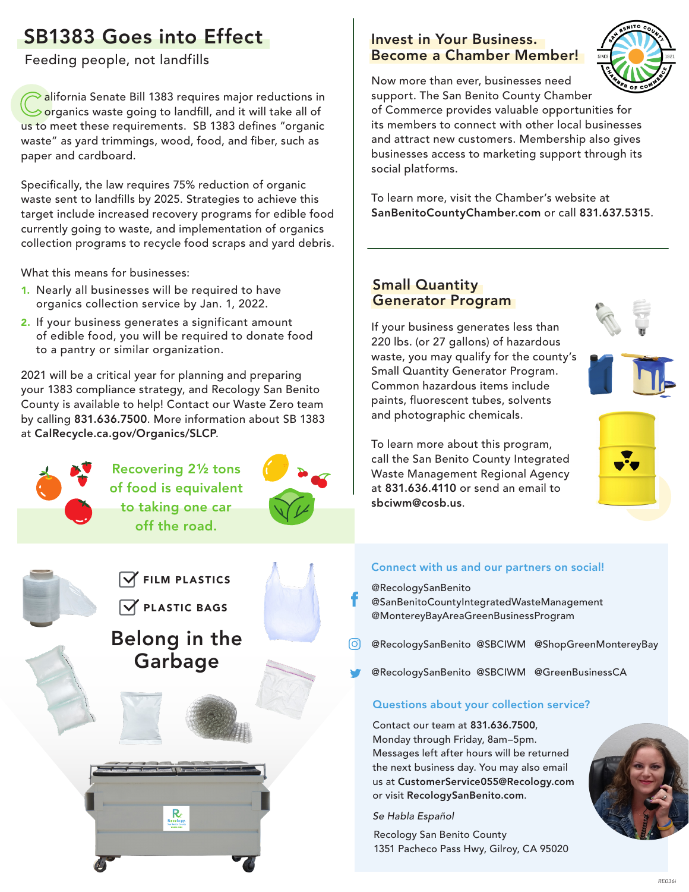## SB1383 Goes into Effect

Feeding people, not landfills

California Senate Bill 1383 requires major reductions in organics waste going to landfill, and it will take all of us to meet these requirements. SB 1383 defines "organic waste" as yard trimmings, wood, food, and fiber, such as paper and cardboard.

Specifically, the law requires 75% reduction of organic waste sent to landfills by 2025. Strategies to achieve this target include increased recovery programs for edible food currently going to waste, and implementation of organics collection programs to recycle food scraps and yard debris.

What this means for businesses:

1. Nearly all businesses will be required to have organics collection service by Jan. 1, 2022.
2. If your business generates a significant amount of edible food, you will be required to donate food to a pantry or similar organization.

2021 will be a critical year for planning and preparing your 1383 compliance strategy, and Recology San Benito County is available to help! Contact our Waste Zero team by calling **831.636.7500**. More information about SB 1383 at **CalRecycle.ca.gov/Organics/SLCP**.

Recovering 2½ tons of food is equivalent to taking one car off the road.

- ☑ FILM PLASTICS
- ☑ PLASTIC BAGS

## Belong in the Garbage

## Invest in Your Business. Become a Chamber Member!

Now more than ever, businesses need support. The San Benito County Chamber of Commerce provides valuable opportunities for its members to connect with other local businesses and attract new customers. Membership also gives businesses access to marketing support through its social platforms.

To learn more, visit the Chamber's website at **SanBenitoCountyChamber.com** or call **831.637.5315**.

## Small Quantity Generator Program

If your business generates less than 220 lbs. (or 27 gallons) of hazardous waste, you may qualify for the county's Small Quantity Generator Program. Common hazardous items include paints, fluorescent tubes, solvents and photographic chemicals.

To learn more about this program, call the San Benito County Integrated Waste Management Regional Agency at **831.636.4110** or send an email to **sbciwm@cosb.us**.

### Connect with us and our partners on social!

Facebook:
@RecologySanBenito
@SanBenitoCountyIntegratedWasteManagement
@MontereyBayAreaGreenBusinessProgram

Instagram: @RecologySanBenito @SBCIWM @ShopGreenMontereyBay

Twitter: @RecologySanBenito @SBCIWM @GreenBusinessCA

### Questions about your collection service?

Contact our team at **831.636.7500**, Monday through Friday, 8am–5pm. Messages left after hours will be returned the next business day. You may also email us at **CustomerService055@Recology.com** or visit **RecologySanBenito.com**.

*Se Habla Español*

Recology San Benito County
1351 Pacheco Pass Hwy, Gilroy, CA 95020

RE036i